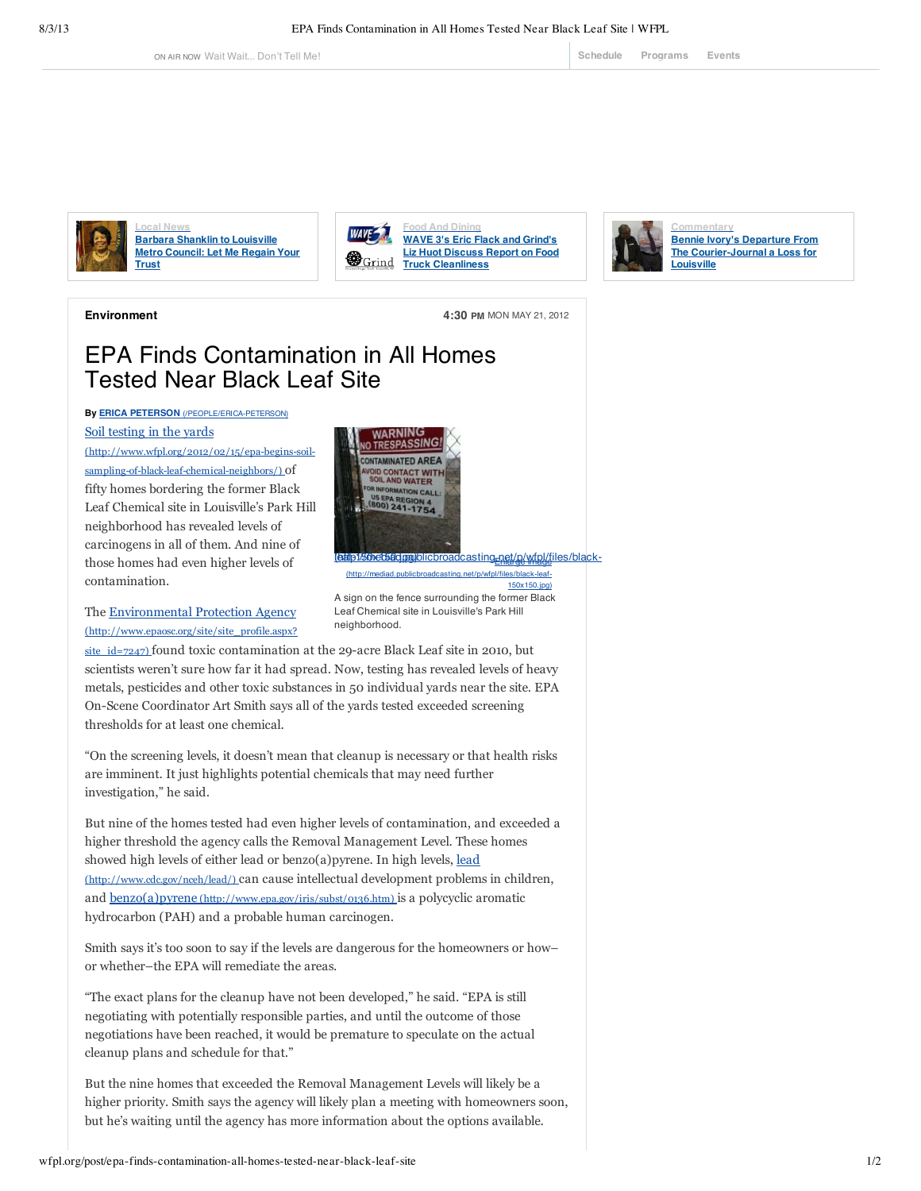ON AIR NOW Wait Wait... Don't Tell Me! | Schedule | Programs | Events

Local News
**Barbara Shanklin to Louisville Metro Council: Let Me Regain Your Trust**

Food And Dining
**WAVE 3's Eric Flack and Grind's Liz Huot Discuss Report on Food Truck Cleanliness**

Commentary
**Bennie Ivory's Departure From The Courier-Journal a Loss for Louisville**

**Environment** — 4:30 PM MON MAY 21, 2012

# EPA Finds Contamination in All Homes Tested Near Black Leaf Site

By **ERICA PETERSON** (/PEOPLE/ERICA-PETERSON)

Soil testing in the yards (http://www.wfpl.org/2012/02/15/epa-begins-soil-sampling-of-black-leaf-chemical-neighbors/) of fifty homes bordering the former Black Leaf Chemical site in Louisville's Park Hill neighborhood has revealed levels of carcinogens in all of them. And nine of those homes had even higher levels of contamination.

Enlarge image (http://mediad.publicbroadcasting.net/p/wfpl/files/black-leaf-150x150.jpg)

A sign on the fence surrounding the former Black Leaf Chemical site in Louisville's Park Hill neighborhood.

The Environmental Protection Agency (http://www.epaosc.org/site/site_profile.aspx?site_id=7247) found toxic contamination at the 29-acre Black Leaf site in 2010, but scientists weren't sure how far it had spread. Now, testing has revealed levels of heavy metals, pesticides and other toxic substances in 50 individual yards near the site. EPA On-Scene Coordinator Art Smith says all of the yards tested exceeded screening thresholds for at least one chemical.

"On the screening levels, it doesn't mean that cleanup is necessary or that health risks are imminent. It just highlights potential chemicals that may need further investigation," he said.

But nine of the homes tested had even higher levels of contamination, and exceeded a higher threshold the agency calls the Removal Management Level. These homes showed high levels of either lead or benzo(a)pyrene. In high levels, lead (http://www.cdc.gov/nceh/lead/) can cause intellectual development problems in children, and benzo(a)pyrene (http://www.epa.gov/iris/subst/0136.htm) is a polycyclic aromatic hydrocarbon (PAH) and a probable human carcinogen.

Smith says it's too soon to say if the levels are dangerous for the homeowners or how–or whether–the EPA will remediate the areas.

"The exact plans for the cleanup have not been developed," he said. "EPA is still negotiating with potentially responsible parties, and until the outcome of those negotiations have been reached, it would be premature to speculate on the actual cleanup plans and schedule for that."

But the nine homes that exceeded the Removal Management Levels will likely be a higher priority. Smith says the agency will likely plan a meeting with homeowners soon, but he's waiting until the agency has more information about the options available.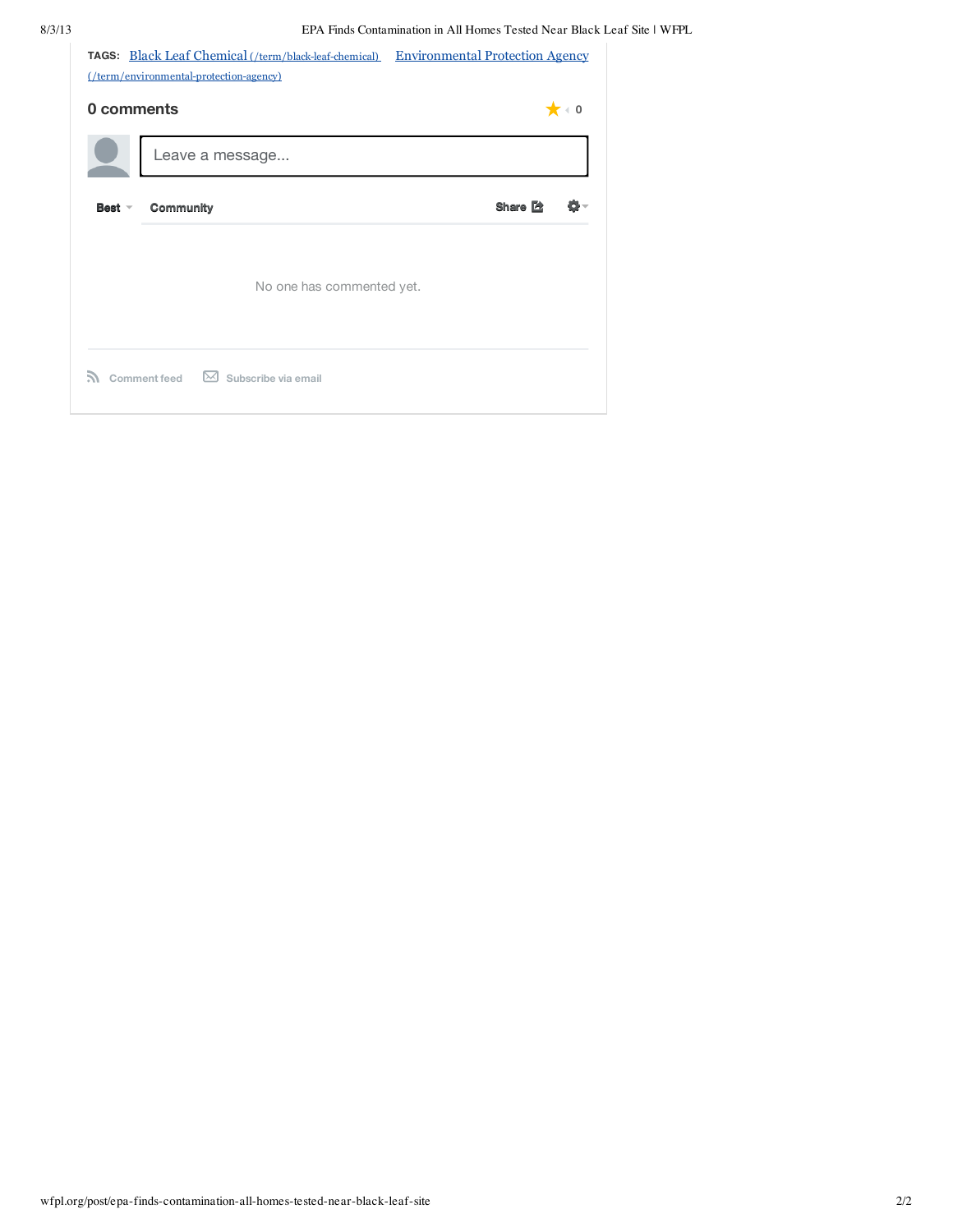**TAGS:** [Black Leaf Chemical (/term/black-leaf-chemical)](/term/black-leaf-chemical) [Environmental Protection Agency (/term/environmental-protection-agency)](/term/environmental-protection-agency)

## 0 comments

★ 0

Leave a message...

**Best** **Community** **Share**

No one has commented yet.

Comment feed Subscribe via email